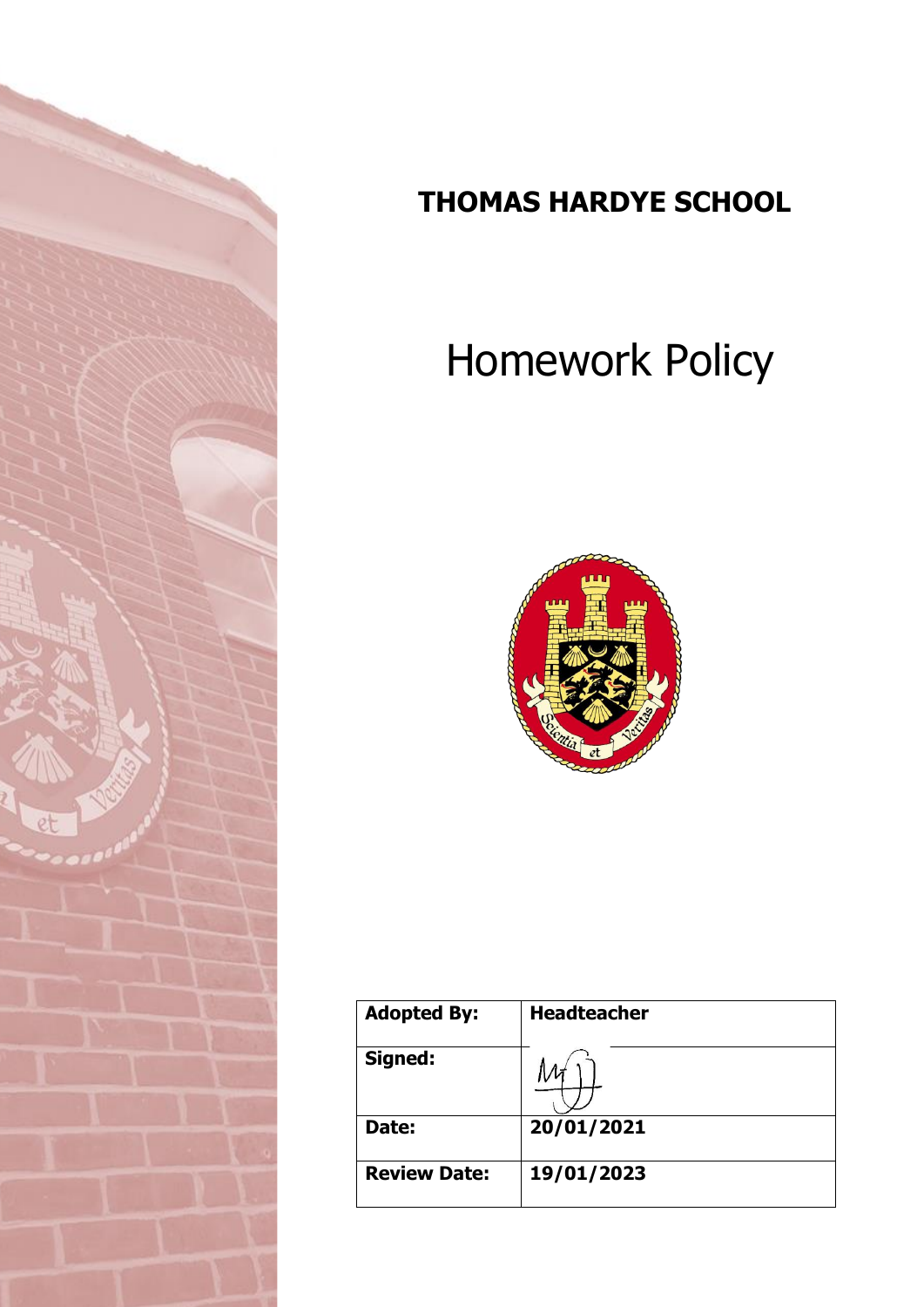# THOMAS HARDYE SCHOOL

# Homework Policy

| Adopted By: | Headteacher |
|---|---|
| Signed: | |
| Date: | 20/01/2021 |
| Review Date: | 19/01/2023 |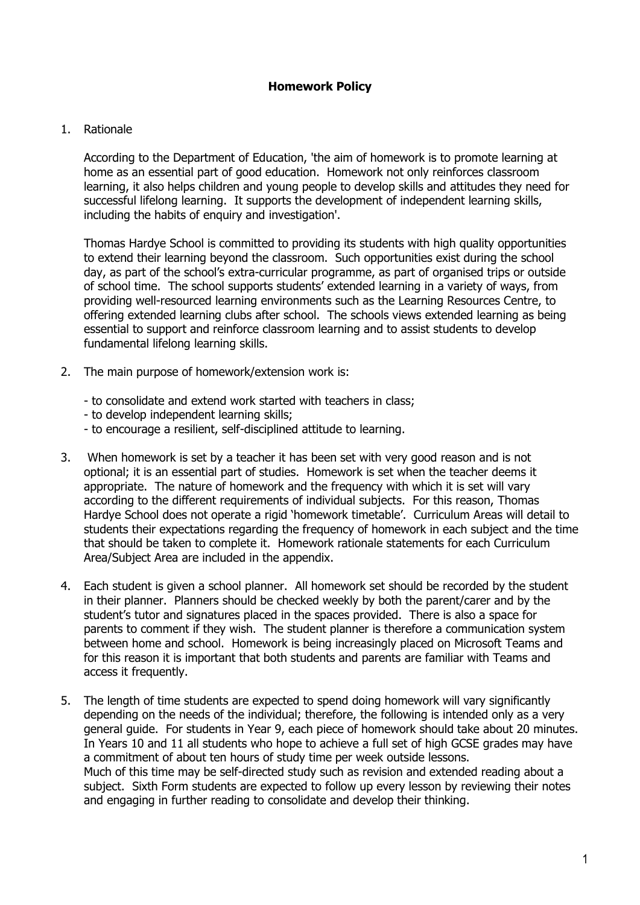**Homework Policy**

1. Rationale

   According to the Department of Education, 'the aim of homework is to promote learning at home as an essential part of good education. Homework not only reinforces classroom learning, it also helps children and young people to develop skills and attitudes they need for successful lifelong learning. It supports the development of independent learning skills, including the habits of enquiry and investigation'.

   Thomas Hardye School is committed to providing its students with high quality opportunities to extend their learning beyond the classroom. Such opportunities exist during the school day, as part of the school's extra-curricular programme, as part of organised trips or outside of school time. The school supports students' extended learning in a variety of ways, from providing well-resourced learning environments such as the Learning Resources Centre, to offering extended learning clubs after school. The schools views extended learning as being essential to support and reinforce classroom learning and to assist students to develop fundamental lifelong learning skills.

2. The main purpose of homework/extension work is:

   - to consolidate and extend work started with teachers in class;
   - to develop independent learning skills;
   - to encourage a resilient, self-disciplined attitude to learning.

3. When homework is set by a teacher it has been set with very good reason and is not optional; it is an essential part of studies. Homework is set when the teacher deems it appropriate. The nature of homework and the frequency with which it is set will vary according to the different requirements of individual subjects. For this reason, Thomas Hardye School does not operate a rigid 'homework timetable'. Curriculum Areas will detail to students their expectations regarding the frequency of homework in each subject and the time that should be taken to complete it. Homework rationale statements for each Curriculum Area/Subject Area are included in the appendix.

4. Each student is given a school planner. All homework set should be recorded by the student in their planner. Planners should be checked weekly by both the parent/carer and by the student's tutor and signatures placed in the spaces provided. There is also a space for parents to comment if they wish. The student planner is therefore a communication system between home and school. Homework is being increasingly placed on Microsoft Teams and for this reason it is important that both students and parents are familiar with Teams and access it frequently.

5. The length of time students are expected to spend doing homework will vary significantly depending on the needs of the individual; therefore, the following is intended only as a very general guide. For students in Year 9, each piece of homework should take about 20 minutes. In Years 10 and 11 all students who hope to achieve a full set of high GCSE grades may have a commitment of about ten hours of study time per week outside lessons.
   Much of this time may be self-directed study such as revision and extended reading about a subject. Sixth Form students are expected to follow up every lesson by reviewing their notes and engaging in further reading to consolidate and develop their thinking.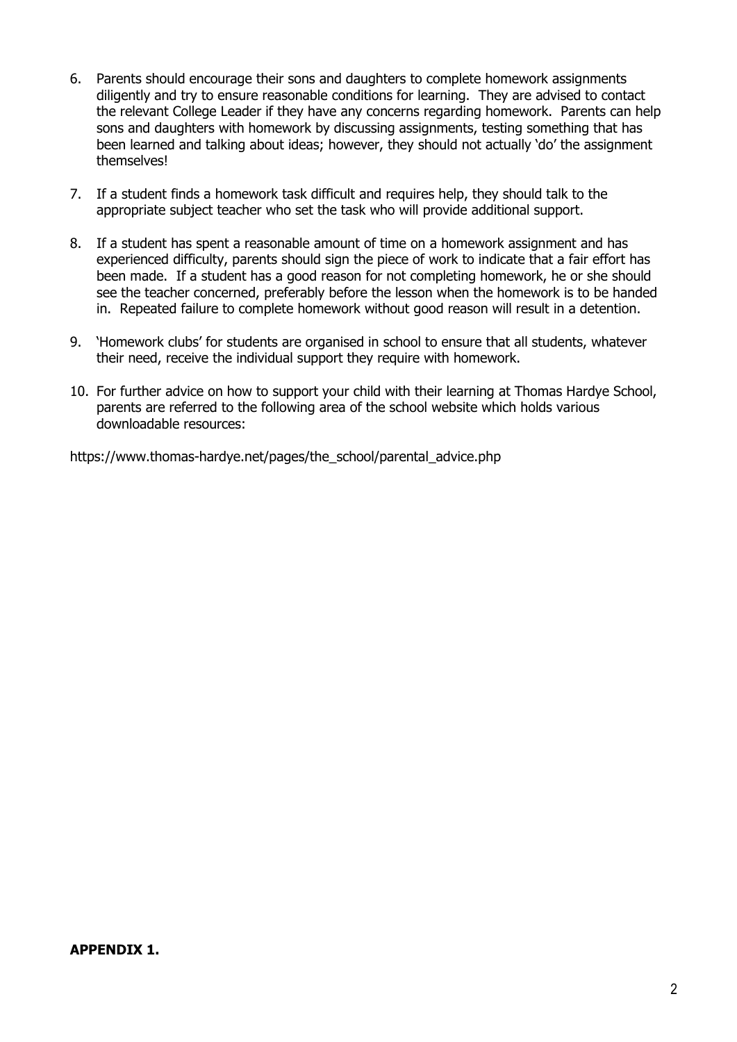6. Parents should encourage their sons and daughters to complete homework assignments diligently and try to ensure reasonable conditions for learning. They are advised to contact the relevant College Leader if they have any concerns regarding homework. Parents can help sons and daughters with homework by discussing assignments, testing something that has been learned and talking about ideas; however, they should not actually 'do' the assignment themselves!

7. If a student finds a homework task difficult and requires help, they should talk to the appropriate subject teacher who set the task who will provide additional support.

8. If a student has spent a reasonable amount of time on a homework assignment and has experienced difficulty, parents should sign the piece of work to indicate that a fair effort has been made. If a student has a good reason for not completing homework, he or she should see the teacher concerned, preferably before the lesson when the homework is to be handed in. Repeated failure to complete homework without good reason will result in a detention.

9. 'Homework clubs' for students are organised in school to ensure that all students, whatever their need, receive the individual support they require with homework.

10. For further advice on how to support your child with their learning at Thomas Hardye School, parents are referred to the following area of the school website which holds various downloadable resources:

https://www.thomas-hardye.net/pages/the_school/parental_advice.php

**APPENDIX 1.**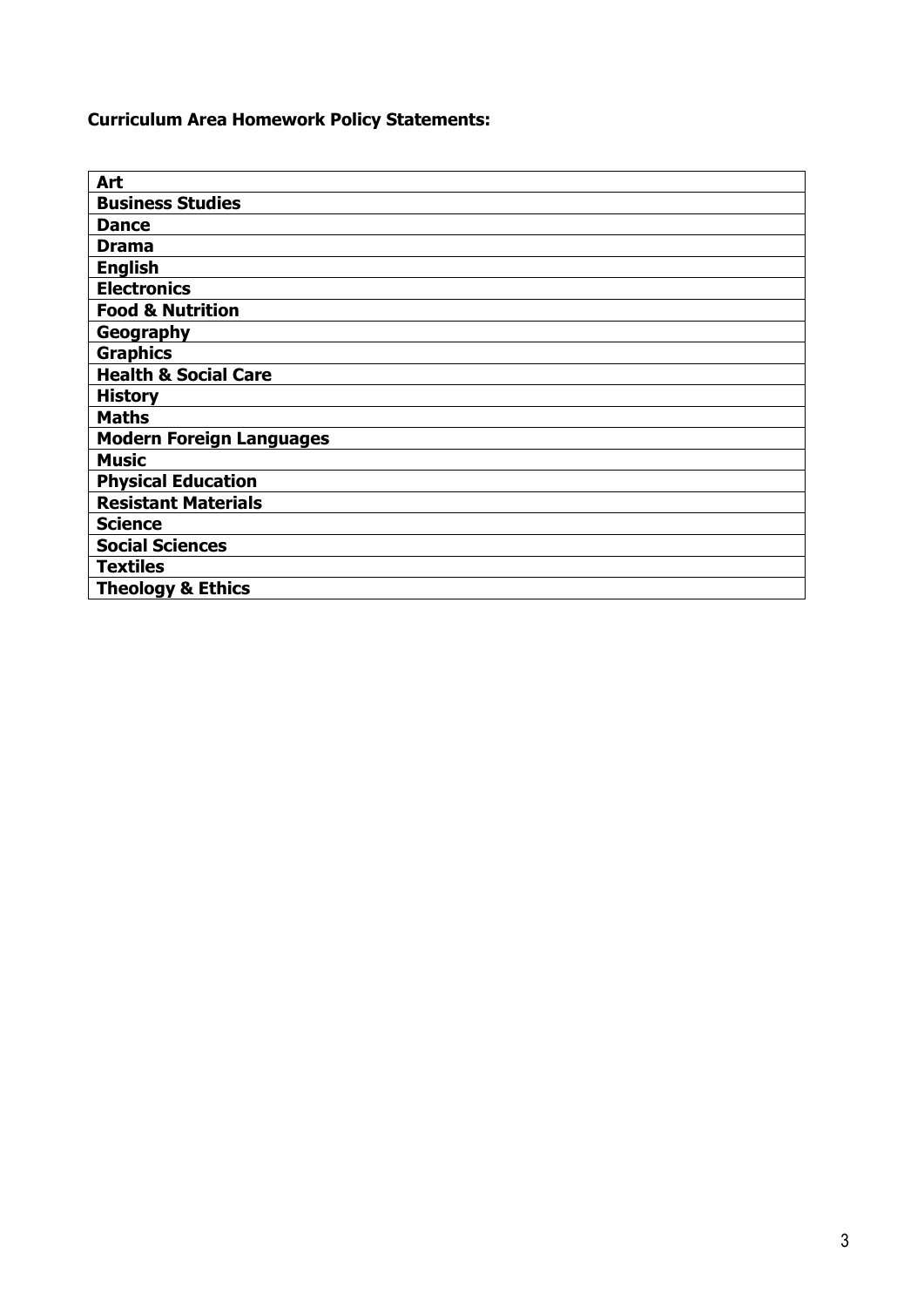**Curriculum Area Homework Policy Statements:**

| **Art** |
|---|
| **Business Studies** |
| **Dance** |
| **Drama** |
| **English** |
| **Electronics** |
| **Food & Nutrition** |
| **Geography** |
| **Graphics** |
| **Health & Social Care** |
| **History** |
| **Maths** |
| **Modern Foreign Languages** |
| **Music** |
| **Physical Education** |
| **Resistant Materials** |
| **Science** |
| **Social Sciences** |
| **Textiles** |
| **Theology & Ethics** |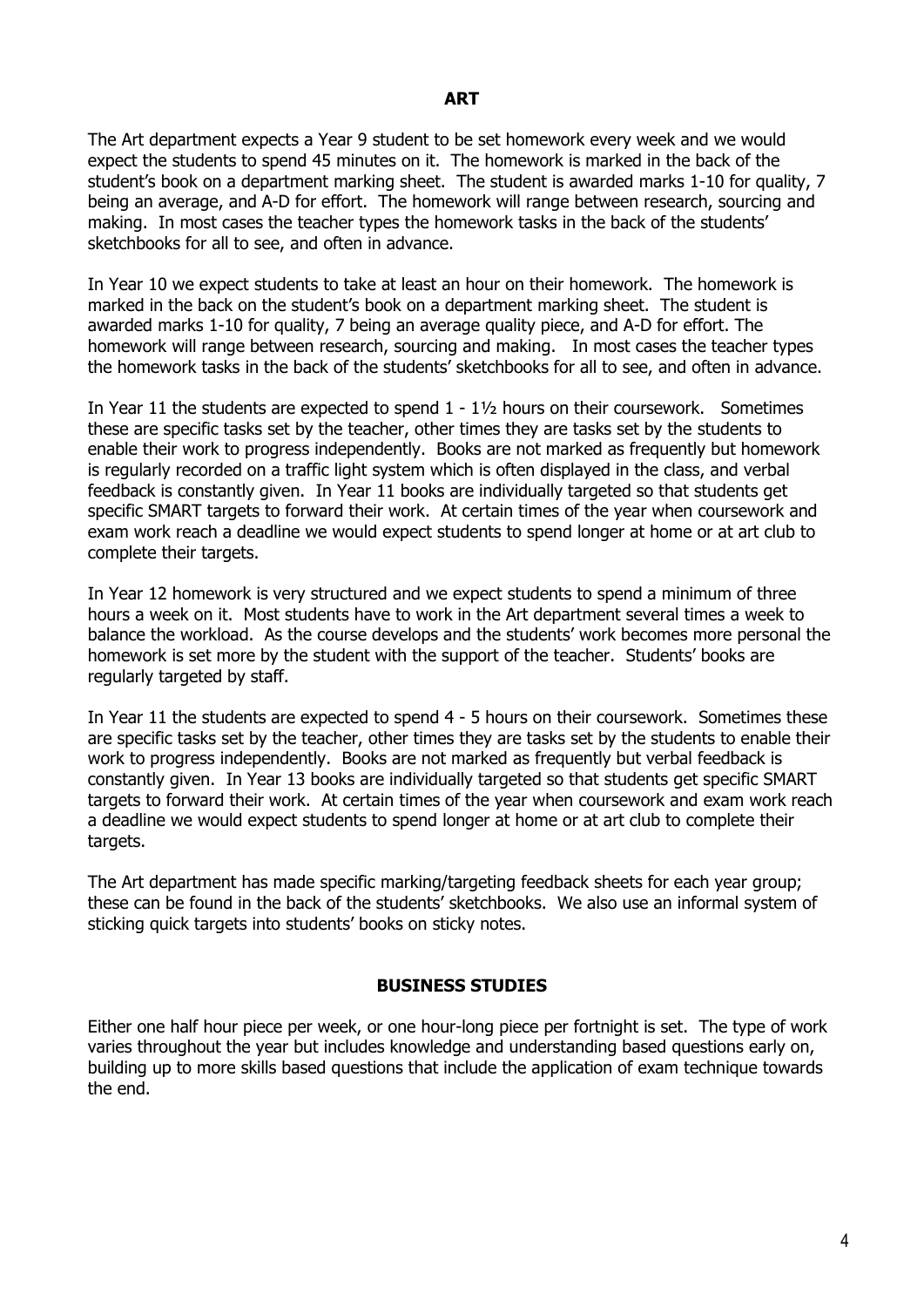## ART

The Art department expects a Year 9 student to be set homework every week and we would expect the students to spend 45 minutes on it. The homework is marked in the back of the student's book on a department marking sheet. The student is awarded marks 1-10 for quality, 7 being an average, and A-D for effort. The homework will range between research, sourcing and making. In most cases the teacher types the homework tasks in the back of the students' sketchbooks for all to see, and often in advance.

In Year 10 we expect students to take at least an hour on their homework. The homework is marked in the back on the student's book on a department marking sheet. The student is awarded marks 1-10 for quality, 7 being an average quality piece, and A-D for effort. The homework will range between research, sourcing and making. In most cases the teacher types the homework tasks in the back of the students' sketchbooks for all to see, and often in advance.

In Year 11 the students are expected to spend 1 - 1½ hours on their coursework. Sometimes these are specific tasks set by the teacher, other times they are tasks set by the students to enable their work to progress independently. Books are not marked as frequently but homework is regularly recorded on a traffic light system which is often displayed in the class, and verbal feedback is constantly given. In Year 11 books are individually targeted so that students get specific SMART targets to forward their work. At certain times of the year when coursework and exam work reach a deadline we would expect students to spend longer at home or at art club to complete their targets.

In Year 12 homework is very structured and we expect students to spend a minimum of three hours a week on it. Most students have to work in the Art department several times a week to balance the workload. As the course develops and the students' work becomes more personal the homework is set more by the student with the support of the teacher. Students' books are regularly targeted by staff.

In Year 11 the students are expected to spend 4 - 5 hours on their coursework. Sometimes these are specific tasks set by the teacher, other times they are tasks set by the students to enable their work to progress independently. Books are not marked as frequently but verbal feedback is constantly given. In Year 13 books are individually targeted so that students get specific SMART targets to forward their work. At certain times of the year when coursework and exam work reach a deadline we would expect students to spend longer at home or at art club to complete their targets.

The Art department has made specific marking/targeting feedback sheets for each year group; these can be found in the back of the students' sketchbooks. We also use an informal system of sticking quick targets into students' books on sticky notes.

## BUSINESS STUDIES

Either one half hour piece per week, or one hour-long piece per fortnight is set. The type of work varies throughout the year but includes knowledge and understanding based questions early on, building up to more skills based questions that include the application of exam technique towards the end.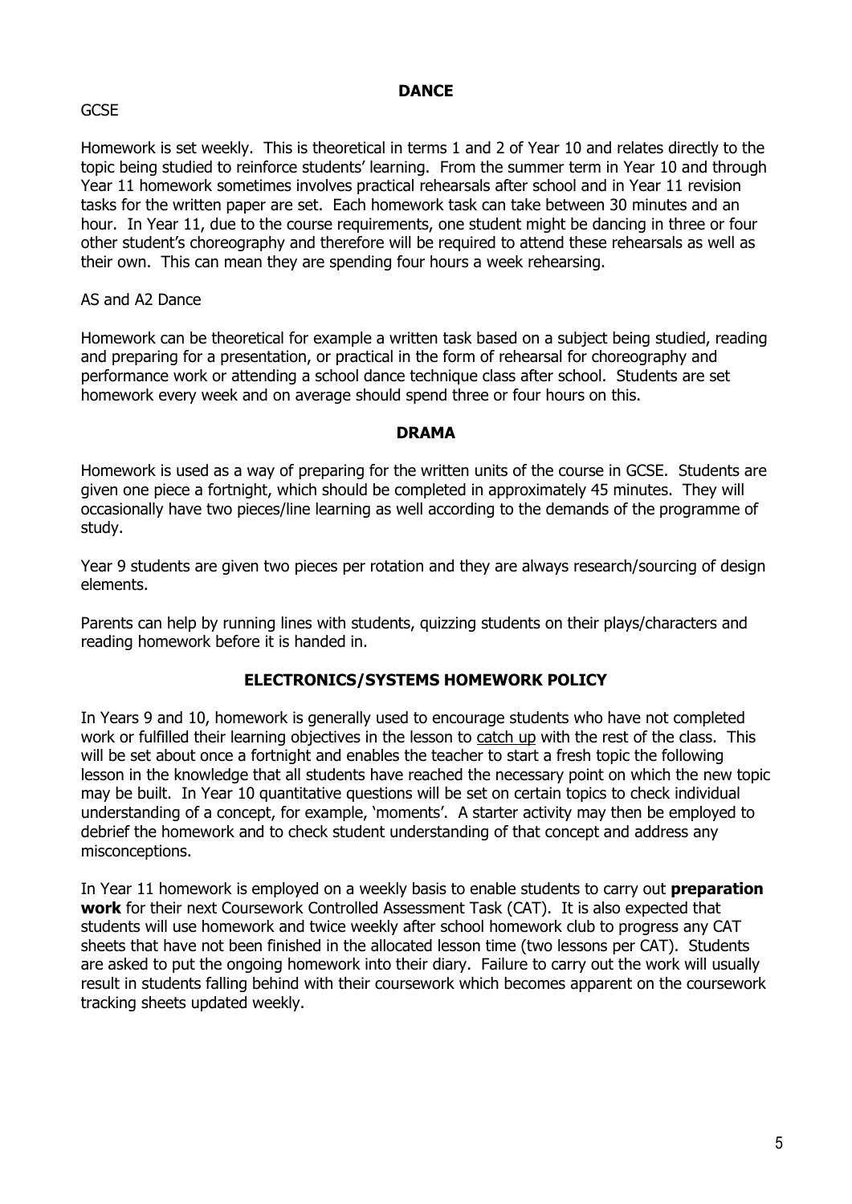## DANCE

GCSE

Homework is set weekly. This is theoretical in terms 1 and 2 of Year 10 and relates directly to the topic being studied to reinforce students' learning. From the summer term in Year 10 and through Year 11 homework sometimes involves practical rehearsals after school and in Year 11 revision tasks for the written paper are set. Each homework task can take between 30 minutes and an hour. In Year 11, due to the course requirements, one student might be dancing in three or four other student's choreography and therefore will be required to attend these rehearsals as well as their own. This can mean they are spending four hours a week rehearsing.

AS and A2 Dance

Homework can be theoretical for example a written task based on a subject being studied, reading and preparing for a presentation, or practical in the form of rehearsal for choreography and performance work or attending a school dance technique class after school. Students are set homework every week and on average should spend three or four hours on this.

## DRAMA

Homework is used as a way of preparing for the written units of the course in GCSE. Students are given one piece a fortnight, which should be completed in approximately 45 minutes. They will occasionally have two pieces/line learning as well according to the demands of the programme of study.

Year 9 students are given two pieces per rotation and they are always research/sourcing of design elements.

Parents can help by running lines with students, quizzing students on their plays/characters and reading homework before it is handed in.

## ELECTRONICS/SYSTEMS HOMEWORK POLICY

In Years 9 and 10, homework is generally used to encourage students who have not completed work or fulfilled their learning objectives in the lesson to catch up with the rest of the class. This will be set about once a fortnight and enables the teacher to start a fresh topic the following lesson in the knowledge that all students have reached the necessary point on which the new topic may be built. In Year 10 quantitative questions will be set on certain topics to check individual understanding of a concept, for example, 'moments'. A starter activity may then be employed to debrief the homework and to check student understanding of that concept and address any misconceptions.

In Year 11 homework is employed on a weekly basis to enable students to carry out **preparation work** for their next Coursework Controlled Assessment Task (CAT). It is also expected that students will use homework and twice weekly after school homework club to progress any CAT sheets that have not been finished in the allocated lesson time (two lessons per CAT). Students are asked to put the ongoing homework into their diary. Failure to carry out the work will usually result in students falling behind with their coursework which becomes apparent on the coursework tracking sheets updated weekly.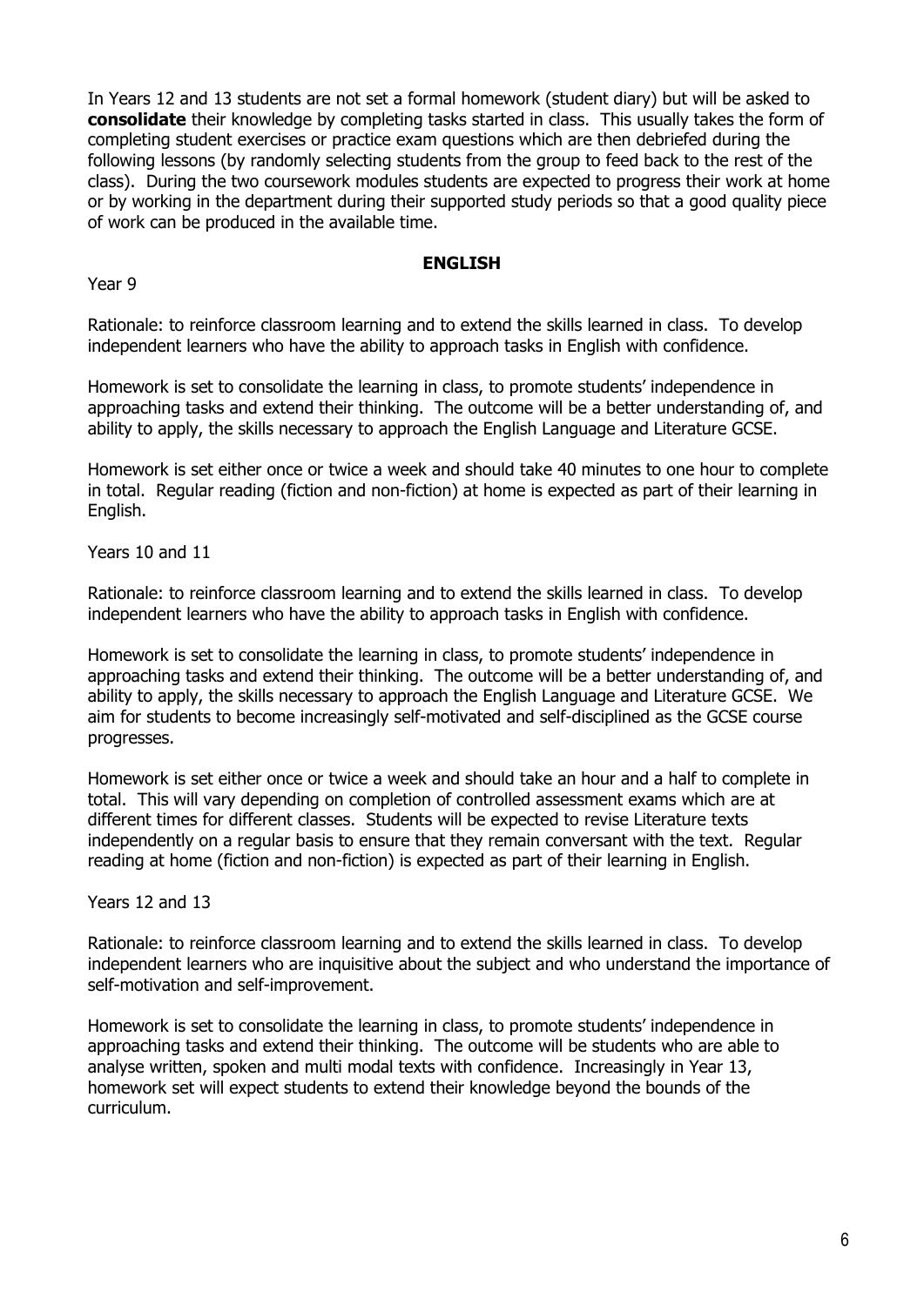In Years 12 and 13 students are not set a formal homework (student diary) but will be asked to **consolidate** their knowledge by completing tasks started in class. This usually takes the form of completing student exercises or practice exam questions which are then debriefed during the following lessons (by randomly selecting students from the group to feed back to the rest of the class). During the two coursework modules students are expected to progress their work at home or by working in the department during their supported study periods so that a good quality piece of work can be produced in the available time.

## ENGLISH

Year 9

Rationale: to reinforce classroom learning and to extend the skills learned in class. To develop independent learners who have the ability to approach tasks in English with confidence.

Homework is set to consolidate the learning in class, to promote students' independence in approaching tasks and extend their thinking. The outcome will be a better understanding of, and ability to apply, the skills necessary to approach the English Language and Literature GCSE.

Homework is set either once or twice a week and should take 40 minutes to one hour to complete in total. Regular reading (fiction and non-fiction) at home is expected as part of their learning in English.

Years 10 and 11

Rationale: to reinforce classroom learning and to extend the skills learned in class. To develop independent learners who have the ability to approach tasks in English with confidence.

Homework is set to consolidate the learning in class, to promote students' independence in approaching tasks and extend their thinking. The outcome will be a better understanding of, and ability to apply, the skills necessary to approach the English Language and Literature GCSE. We aim for students to become increasingly self-motivated and self-disciplined as the GCSE course progresses.

Homework is set either once or twice a week and should take an hour and a half to complete in total. This will vary depending on completion of controlled assessment exams which are at different times for different classes. Students will be expected to revise Literature texts independently on a regular basis to ensure that they remain conversant with the text. Regular reading at home (fiction and non-fiction) is expected as part of their learning in English.

Years 12 and 13

Rationale: to reinforce classroom learning and to extend the skills learned in class. To develop independent learners who are inquisitive about the subject and who understand the importance of self-motivation and self-improvement.

Homework is set to consolidate the learning in class, to promote students' independence in approaching tasks and extend their thinking. The outcome will be students who are able to analyse written, spoken and multi modal texts with confidence. Increasingly in Year 13, homework set will expect students to extend their knowledge beyond the bounds of the curriculum.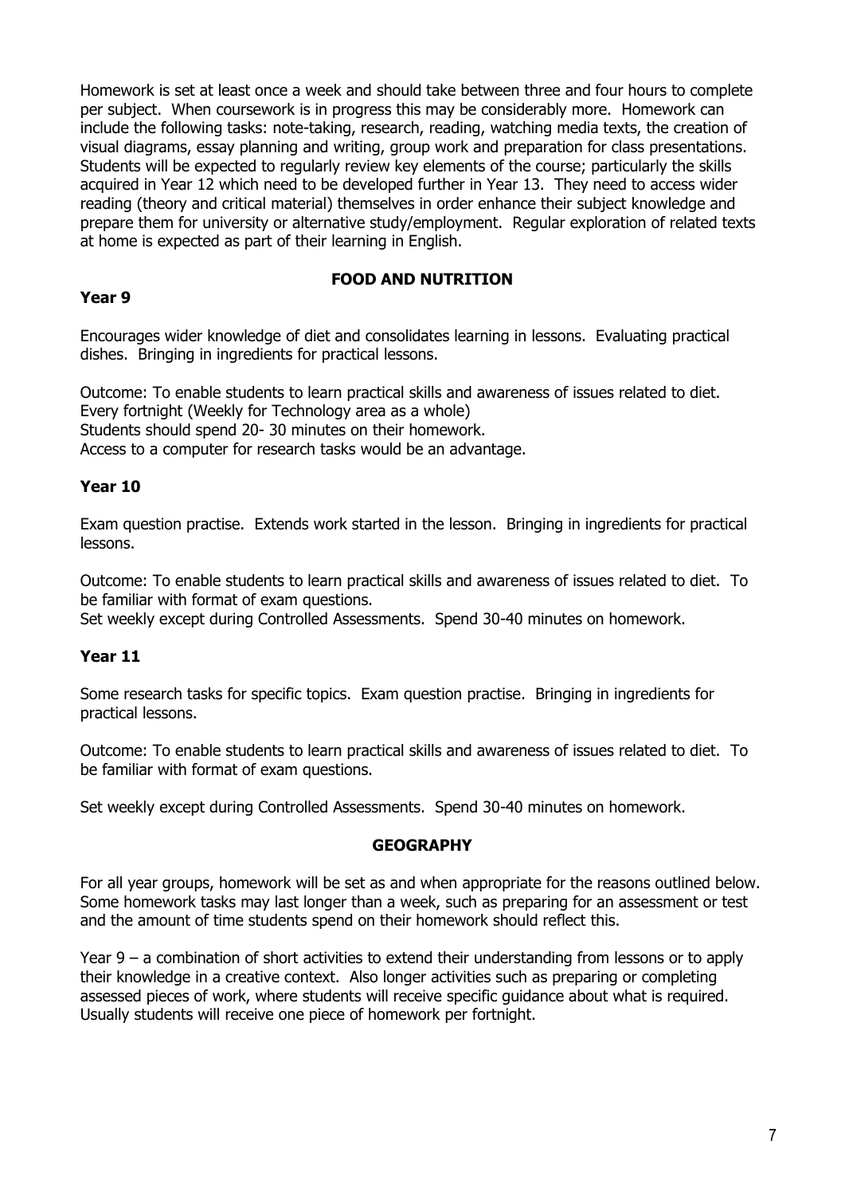Homework is set at least once a week and should take between three and four hours to complete per subject. When coursework is in progress this may be considerably more. Homework can include the following tasks: note-taking, research, reading, watching media texts, the creation of visual diagrams, essay planning and writing, group work and preparation for class presentations. Students will be expected to regularly review key elements of the course; particularly the skills acquired in Year 12 which need to be developed further in Year 13. They need to access wider reading (theory and critical material) themselves in order enhance their subject knowledge and prepare them for university or alternative study/employment. Regular exploration of related texts at home is expected as part of their learning in English.

## FOOD AND NUTRITION

### Year 9

Encourages wider knowledge of diet and consolidates learning in lessons. Evaluating practical dishes. Bringing in ingredients for practical lessons.

Outcome: To enable students to learn practical skills and awareness of issues related to diet.
Every fortnight (Weekly for Technology area as a whole)
Students should spend 20- 30 minutes on their homework.
Access to a computer for research tasks would be an advantage.

### Year 10

Exam question practise. Extends work started in the lesson. Bringing in ingredients for practical lessons.

Outcome: To enable students to learn practical skills and awareness of issues related to diet. To be familiar with format of exam questions.
Set weekly except during Controlled Assessments. Spend 30-40 minutes on homework.

### Year 11

Some research tasks for specific topics. Exam question practise. Bringing in ingredients for practical lessons.

Outcome: To enable students to learn practical skills and awareness of issues related to diet. To be familiar with format of exam questions.

Set weekly except during Controlled Assessments. Spend 30-40 minutes on homework.

## GEOGRAPHY

For all year groups, homework will be set as and when appropriate for the reasons outlined below. Some homework tasks may last longer than a week, such as preparing for an assessment or test and the amount of time students spend on their homework should reflect this.

Year 9 – a combination of short activities to extend their understanding from lessons or to apply their knowledge in a creative context. Also longer activities such as preparing or completing assessed pieces of work, where students will receive specific guidance about what is required. Usually students will receive one piece of homework per fortnight.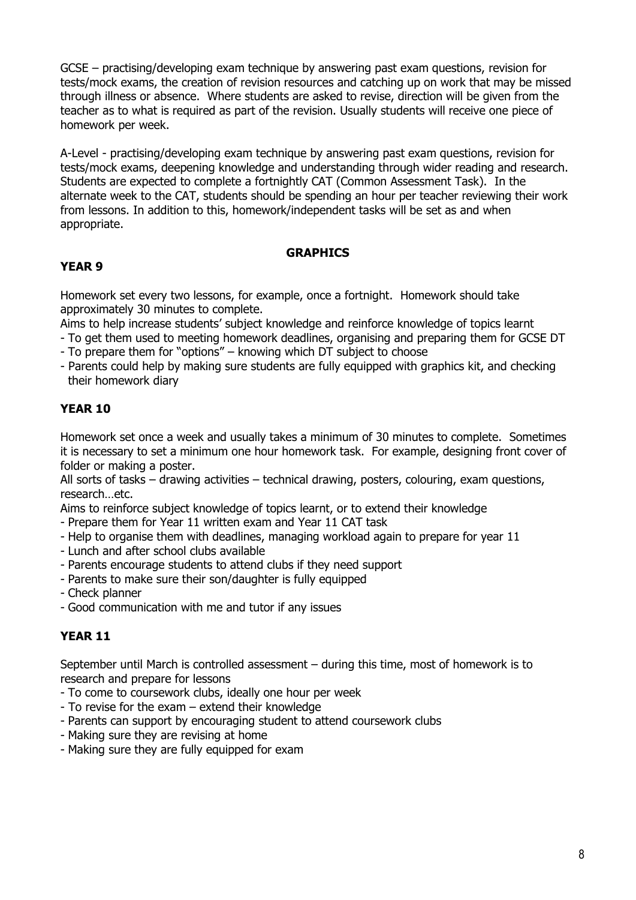GCSE – practising/developing exam technique by answering past exam questions, revision for tests/mock exams, the creation of revision resources and catching up on work that may be missed through illness or absence. Where students are asked to revise, direction will be given from the teacher as to what is required as part of the revision. Usually students will receive one piece of homework per week.

A-Level - practising/developing exam technique by answering past exam questions, revision for tests/mock exams, deepening knowledge and understanding through wider reading and research. Students are expected to complete a fortnightly CAT (Common Assessment Task). In the alternate week to the CAT, students should be spending an hour per teacher reviewing their work from lessons. In addition to this, homework/independent tasks will be set as and when appropriate.

## GRAPHICS

### YEAR 9

Homework set every two lessons, for example, once a fortnight. Homework should take approximately 30 minutes to complete.

Aims to help increase students' subject knowledge and reinforce knowledge of topics learnt

- To get them used to meeting homework deadlines, organising and preparing them for GCSE DT
- To prepare them for "options" – knowing which DT subject to choose
- Parents could help by making sure students are fully equipped with graphics kit, and checking their homework diary

### YEAR 10

Homework set once a week and usually takes a minimum of 30 minutes to complete. Sometimes it is necessary to set a minimum one hour homework task. For example, designing front cover of folder or making a poster.

All sorts of tasks – drawing activities – technical drawing, posters, colouring, exam questions, research…etc.

Aims to reinforce subject knowledge of topics learnt, or to extend their knowledge

- Prepare them for Year 11 written exam and Year 11 CAT task
- Help to organise them with deadlines, managing workload again to prepare for year 11
- Lunch and after school clubs available
- Parents encourage students to attend clubs if they need support
- Parents to make sure their son/daughter is fully equipped
- Check planner
- Good communication with me and tutor if any issues

### YEAR 11

September until March is controlled assessment – during this time, most of homework is to research and prepare for lessons

- To come to coursework clubs, ideally one hour per week
- To revise for the exam – extend their knowledge
- Parents can support by encouraging student to attend coursework clubs
- Making sure they are revising at home
- Making sure they are fully equipped for exam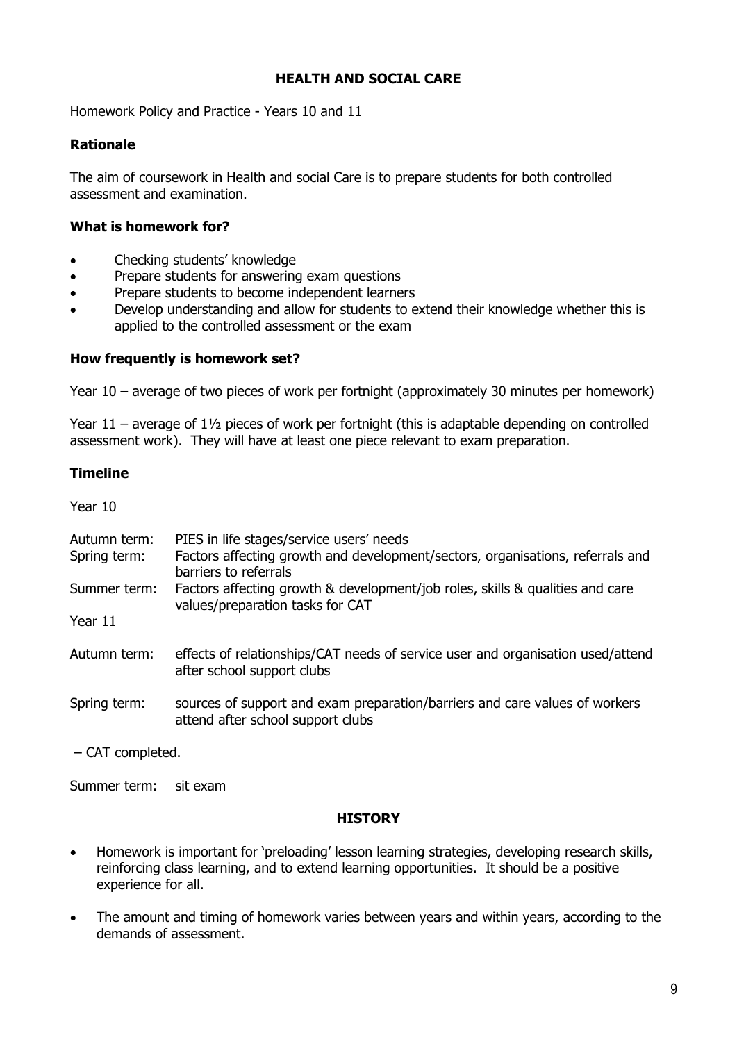## HEALTH AND SOCIAL CARE

Homework Policy and Practice - Years 10 and 11

### Rationale

The aim of coursework in Health and social Care is to prepare students for both controlled assessment and examination.

### What is homework for?

- Checking students' knowledge
- Prepare students for answering exam questions
- Prepare students to become independent learners
- Develop understanding and allow for students to extend their knowledge whether this is applied to the controlled assessment or the exam

### How frequently is homework set?

Year 10 – average of two pieces of work per fortnight (approximately 30 minutes per homework)

Year 11 – average of 1½ pieces of work per fortnight (this is adaptable depending on controlled assessment work). They will have at least one piece relevant to exam preparation.

### Timeline

Year 10

| | |
|---|---|
| Autumn term: | PIES in life stages/service users' needs |
| Spring term: | Factors affecting growth and development/sectors, organisations, referrals and barriers to referrals |
| Summer term: | Factors affecting growth & development/job roles, skills & qualities and care values/preparation tasks for CAT |

Year 11

| | |
|---|---|
| Autumn term: | effects of relationships/CAT needs of service user and organisation used/attend after school support clubs |
| Spring term: | sources of support and exam preparation/barriers and care values of workers attend after school support clubs |

– CAT completed.

Summer term: sit exam

## HISTORY

- Homework is important for 'preloading' lesson learning strategies, developing research skills, reinforcing class learning, and to extend learning opportunities. It should be a positive experience for all.
- The amount and timing of homework varies between years and within years, according to the demands of assessment.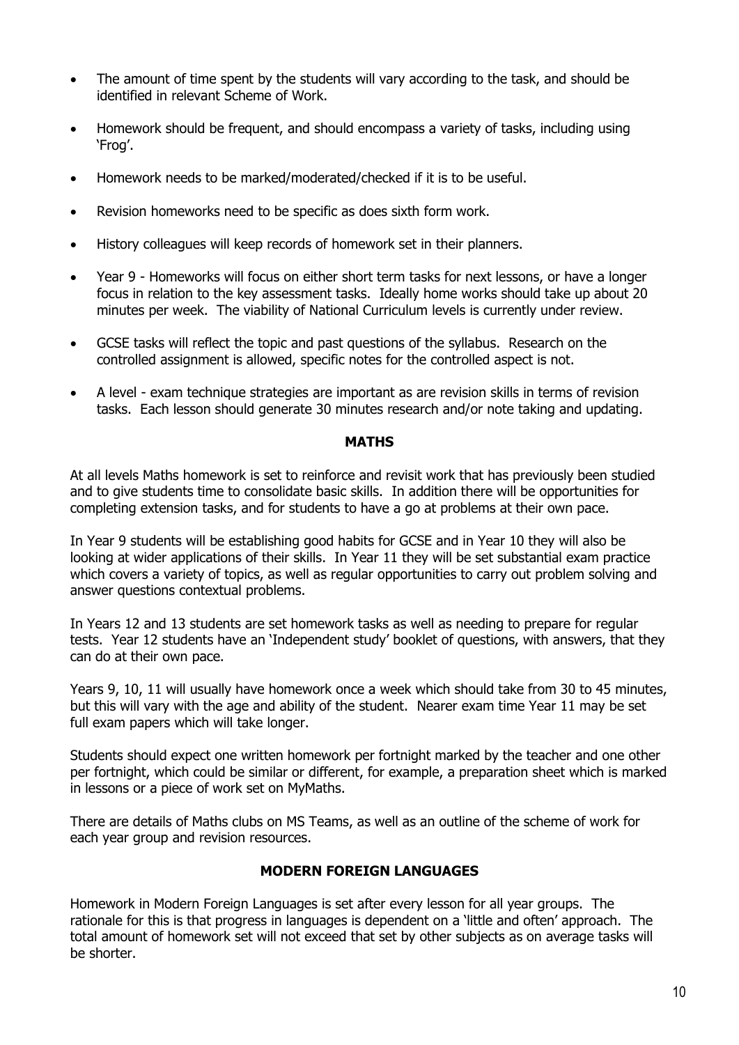- The amount of time spent by the students will vary according to the task, and should be identified in relevant Scheme of Work.
- Homework should be frequent, and should encompass a variety of tasks, including using 'Frog'.
- Homework needs to be marked/moderated/checked if it is to be useful.
- Revision homeworks need to be specific as does sixth form work.
- History colleagues will keep records of homework set in their planners.
- Year 9 - Homeworks will focus on either short term tasks for next lessons, or have a longer focus in relation to the key assessment tasks. Ideally home works should take up about 20 minutes per week. The viability of National Curriculum levels is currently under review.
- GCSE tasks will reflect the topic and past questions of the syllabus. Research on the controlled assignment is allowed, specific notes for the controlled aspect is not.
- A level - exam technique strategies are important as are revision skills in terms of revision tasks. Each lesson should generate 30 minutes research and/or note taking and updating.

## MATHS

At all levels Maths homework is set to reinforce and revisit work that has previously been studied and to give students time to consolidate basic skills. In addition there will be opportunities for completing extension tasks, and for students to have a go at problems at their own pace.

In Year 9 students will be establishing good habits for GCSE and in Year 10 they will also be looking at wider applications of their skills. In Year 11 they will be set substantial exam practice which covers a variety of topics, as well as regular opportunities to carry out problem solving and answer questions contextual problems.

In Years 12 and 13 students are set homework tasks as well as needing to prepare for regular tests. Year 12 students have an 'Independent study' booklet of questions, with answers, that they can do at their own pace.

Years 9, 10, 11 will usually have homework once a week which should take from 30 to 45 minutes, but this will vary with the age and ability of the student. Nearer exam time Year 11 may be set full exam papers which will take longer.

Students should expect one written homework per fortnight marked by the teacher and one other per fortnight, which could be similar or different, for example, a preparation sheet which is marked in lessons or a piece of work set on MyMaths.

There are details of Maths clubs on MS Teams, as well as an outline of the scheme of work for each year group and revision resources.

## MODERN FOREIGN LANGUAGES

Homework in Modern Foreign Languages is set after every lesson for all year groups. The rationale for this is that progress in languages is dependent on a 'little and often' approach. The total amount of homework set will not exceed that set by other subjects as on average tasks will be shorter.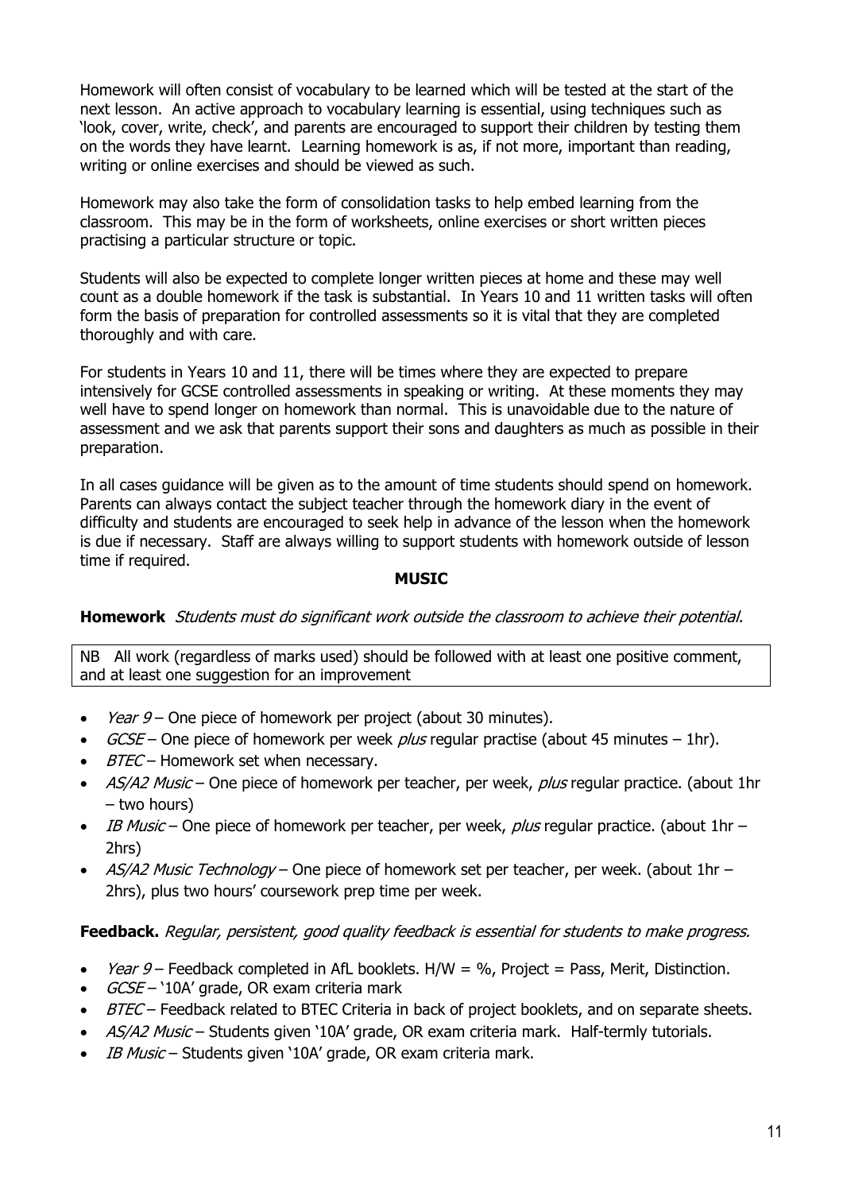Homework will often consist of vocabulary to be learned which will be tested at the start of the next lesson. An active approach to vocabulary learning is essential, using techniques such as 'look, cover, write, check', and parents are encouraged to support their children by testing them on the words they have learnt. Learning homework is as, if not more, important than reading, writing or online exercises and should be viewed as such.

Homework may also take the form of consolidation tasks to help embed learning from the classroom. This may be in the form of worksheets, online exercises or short written pieces practising a particular structure or topic.

Students will also be expected to complete longer written pieces at home and these may well count as a double homework if the task is substantial. In Years 10 and 11 written tasks will often form the basis of preparation for controlled assessments so it is vital that they are completed thoroughly and with care.

For students in Years 10 and 11, there will be times where they are expected to prepare intensively for GCSE controlled assessments in speaking or writing. At these moments they may well have to spend longer on homework than normal. This is unavoidable due to the nature of assessment and we ask that parents support their sons and daughters as much as possible in their preparation.

In all cases guidance will be given as to the amount of time students should spend on homework. Parents can always contact the subject teacher through the homework diary in the event of difficulty and students are encouraged to seek help in advance of the lesson when the homework is due if necessary. Staff are always willing to support students with homework outside of lesson time if required.

## MUSIC

**Homework** *Students must do significant work outside the classroom to achieve their potential.*

NB All work (regardless of marks used) should be followed with at least one positive comment, and at least one suggestion for an improvement

- *Year 9* – One piece of homework per project (about 30 minutes).
- *GCSE* – One piece of homework per week *plus* regular practise (about 45 minutes – 1hr).
- *BTEC* – Homework set when necessary.
- *AS/A2 Music* – One piece of homework per teacher, per week, *plus* regular practice. (about 1hr – two hours)
- *IB Music* – One piece of homework per teacher, per week, *plus* regular practice. (about 1hr – 2hrs)
- *AS/A2 Music Technology* – One piece of homework set per teacher, per week. (about 1hr – 2hrs), plus two hours' coursework prep time per week.

**Feedback.** *Regular, persistent, good quality feedback is essential for students to make progress.*

- *Year 9* – Feedback completed in AfL booklets. H/W = %, Project = Pass, Merit, Distinction.
- *GCSE* – '10A' grade, OR exam criteria mark
- *BTEC* – Feedback related to BTEC Criteria in back of project booklets, and on separate sheets.
- *AS/A2 Music* – Students given '10A' grade, OR exam criteria mark. Half-termly tutorials.
- *IB Music* – Students given '10A' grade, OR exam criteria mark.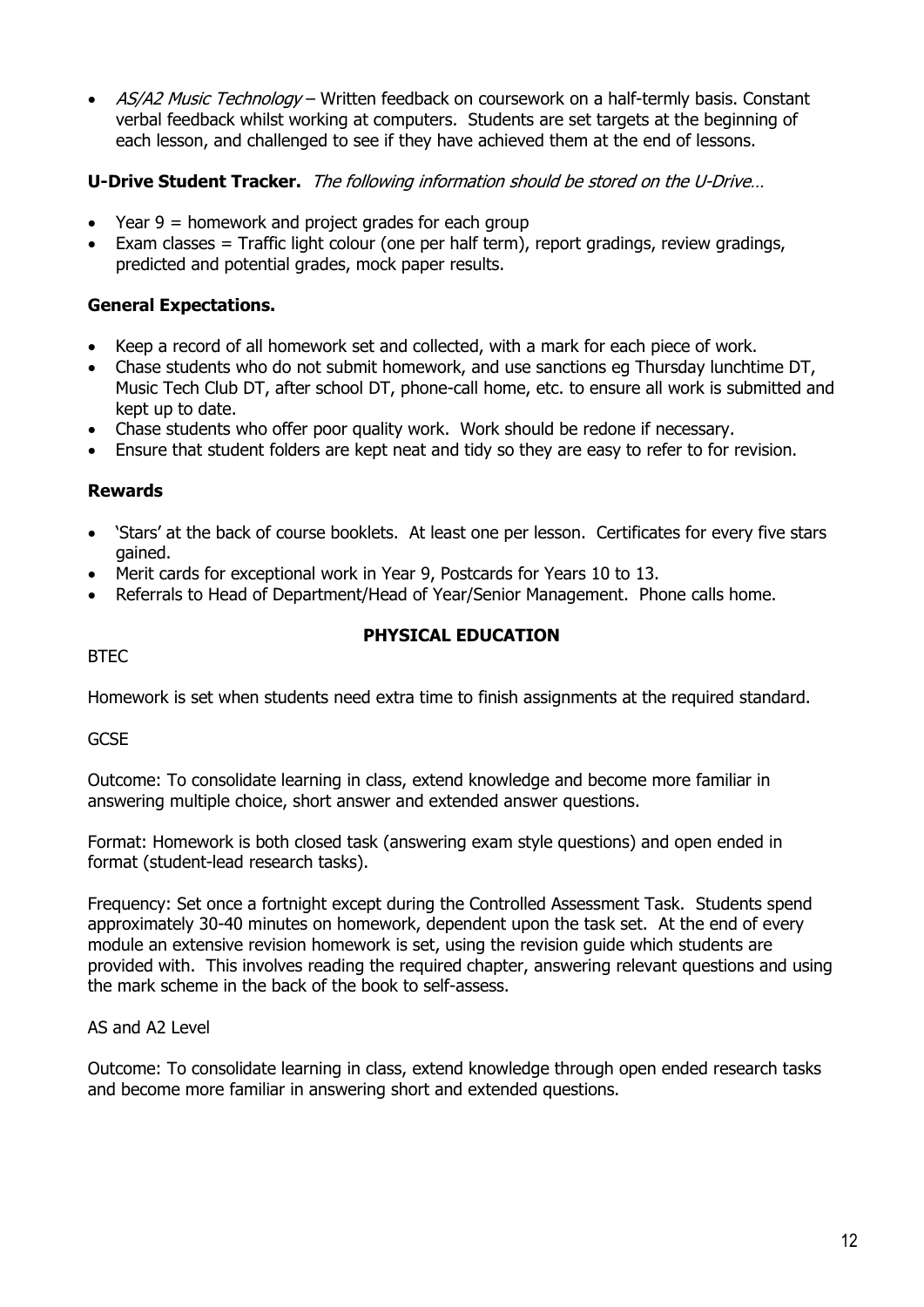- *AS/A2 Music Technology* – Written feedback on coursework on a half-termly basis. Constant verbal feedback whilst working at computers. Students are set targets at the beginning of each lesson, and challenged to see if they have achieved them at the end of lessons.

**U-Drive Student Tracker.** *The following information should be stored on the U-Drive…*

- Year 9 = homework and project grades for each group
- Exam classes = Traffic light colour (one per half term), report gradings, review gradings, predicted and potential grades, mock paper results.

**General Expectations.**

- Keep a record of all homework set and collected, with a mark for each piece of work.
- Chase students who do not submit homework, and use sanctions eg Thursday lunchtime DT, Music Tech Club DT, after school DT, phone-call home, etc. to ensure all work is submitted and kept up to date.
- Chase students who offer poor quality work. Work should be redone if necessary.
- Ensure that student folders are kept neat and tidy so they are easy to refer to for revision.

**Rewards**

- 'Stars' at the back of course booklets. At least one per lesson. Certificates for every five stars gained.
- Merit cards for exceptional work in Year 9, Postcards for Years 10 to 13.
- Referrals to Head of Department/Head of Year/Senior Management. Phone calls home.

## PHYSICAL EDUCATION

BTEC

Homework is set when students need extra time to finish assignments at the required standard.

GCSE

Outcome: To consolidate learning in class, extend knowledge and become more familiar in answering multiple choice, short answer and extended answer questions.

Format: Homework is both closed task (answering exam style questions) and open ended in format (student-lead research tasks).

Frequency: Set once a fortnight except during the Controlled Assessment Task. Students spend approximately 30-40 minutes on homework, dependent upon the task set. At the end of every module an extensive revision homework is set, using the revision guide which students are provided with. This involves reading the required chapter, answering relevant questions and using the mark scheme in the back of the book to self-assess.

AS and A2 Level

Outcome: To consolidate learning in class, extend knowledge through open ended research tasks and become more familiar in answering short and extended questions.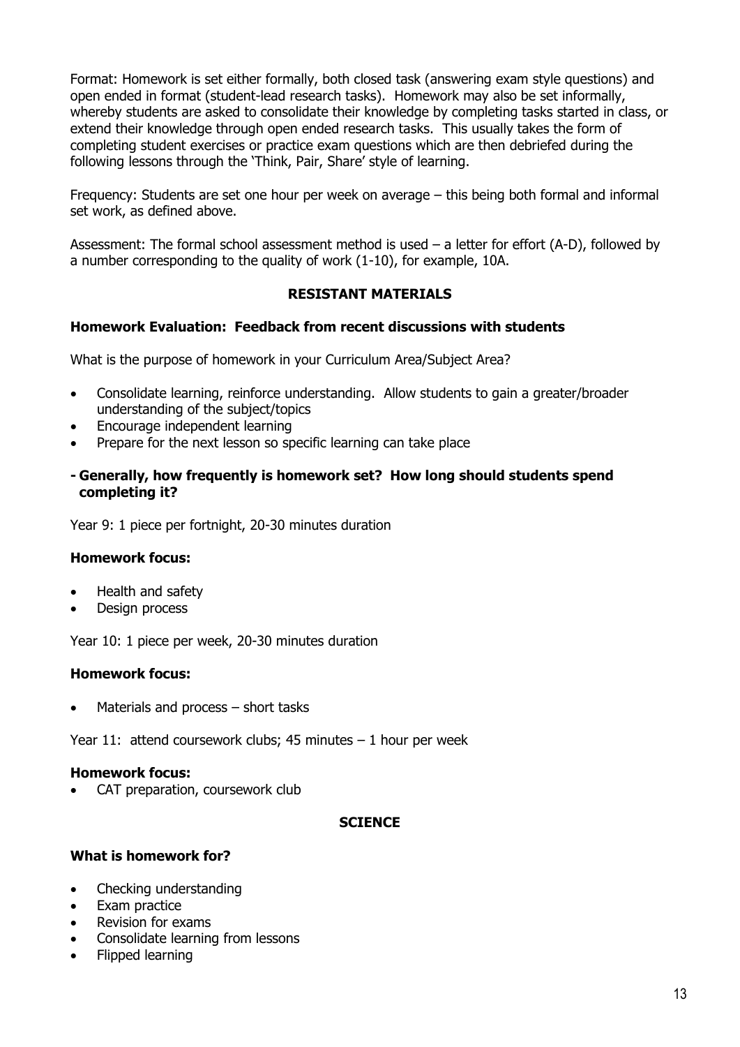Format: Homework is set either formally, both closed task (answering exam style questions) and open ended in format (student-lead research tasks). Homework may also be set informally, whereby students are asked to consolidate their knowledge by completing tasks started in class, or extend their knowledge through open ended research tasks. This usually takes the form of completing student exercises or practice exam questions which are then debriefed during the following lessons through the 'Think, Pair, Share' style of learning.

Frequency: Students are set one hour per week on average – this being both formal and informal set work, as defined above.

Assessment: The formal school assessment method is used – a letter for effort (A-D), followed by a number corresponding to the quality of work (1-10), for example, 10A.

## RESISTANT MATERIALS

**Homework Evaluation: Feedback from recent discussions with students**

What is the purpose of homework in your Curriculum Area/Subject Area?

- Consolidate learning, reinforce understanding. Allow students to gain a greater/broader understanding of the subject/topics
- Encourage independent learning
- Prepare for the next lesson so specific learning can take place

**- Generally, how frequently is homework set? How long should students spend completing it?**

Year 9: 1 piece per fortnight, 20-30 minutes duration

**Homework focus:**

- Health and safety
- Design process

Year 10: 1 piece per week, 20-30 minutes duration

**Homework focus:**

- Materials and process – short tasks

Year 11: attend coursework clubs; 45 minutes – 1 hour per week

**Homework focus:**

- CAT preparation, coursework club

## SCIENCE

**What is homework for?**

- Checking understanding
- Exam practice
- Revision for exams
- Consolidate learning from lessons
- Flipped learning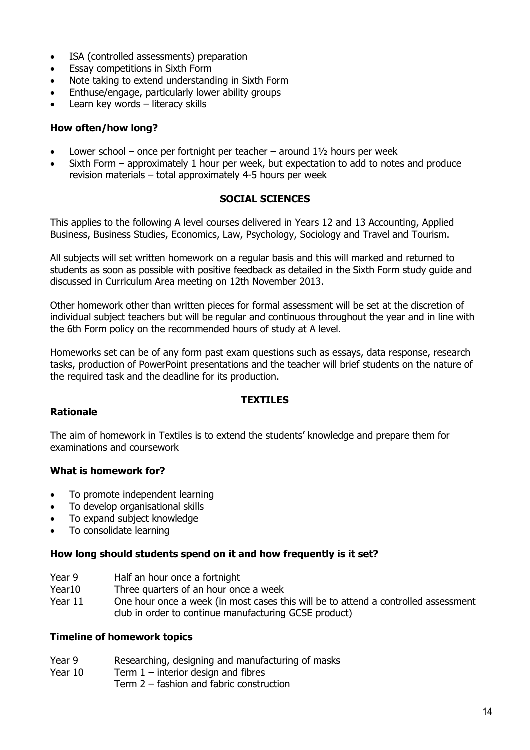- ISA (controlled assessments) preparation
- Essay competitions in Sixth Form
- Note taking to extend understanding in Sixth Form
- Enthuse/engage, particularly lower ability groups
- Learn key words – literacy skills

**How often/how long?**

- Lower school – once per fortnight per teacher – around 1½ hours per week
- Sixth Form – approximately 1 hour per week, but expectation to add to notes and produce revision materials – total approximately 4-5 hours per week

## SOCIAL SCIENCES

This applies to the following A level courses delivered in Years 12 and 13 Accounting, Applied Business, Business Studies, Economics, Law, Psychology, Sociology and Travel and Tourism.

All subjects will set written homework on a regular basis and this will marked and returned to students as soon as possible with positive feedback as detailed in the Sixth Form study guide and discussed in Curriculum Area meeting on 12th November 2013.

Other homework other than written pieces for formal assessment will be set at the discretion of individual subject teachers but will be regular and continuous throughout the year and in line with the 6th Form policy on the recommended hours of study at A level.

Homeworks set can be of any form past exam questions such as essays, data response, research tasks, production of PowerPoint presentations and the teacher will brief students on the nature of the required task and the deadline for its production.

## TEXTILES

**Rationale**

The aim of homework in Textiles is to extend the students' knowledge and prepare them for examinations and coursework

**What is homework for?**

- To promote independent learning
- To develop organisational skills
- To expand subject knowledge
- To consolidate learning

**How long should students spend on it and how frequently is it set?**

| | |
|---|---|
| Year 9 | Half an hour once a fortnight |
| Year10 | Three quarters of an hour once a week |
| Year 11 | One hour once a week (in most cases this will be to attend a controlled assessment club in order to continue manufacturing GCSE product) |

**Timeline of homework topics**

| | |
|---|---|
| Year 9 | Researching, designing and manufacturing of masks |
| Year 10 | Term 1 – interior design and fibres<br>Term 2 – fashion and fabric construction |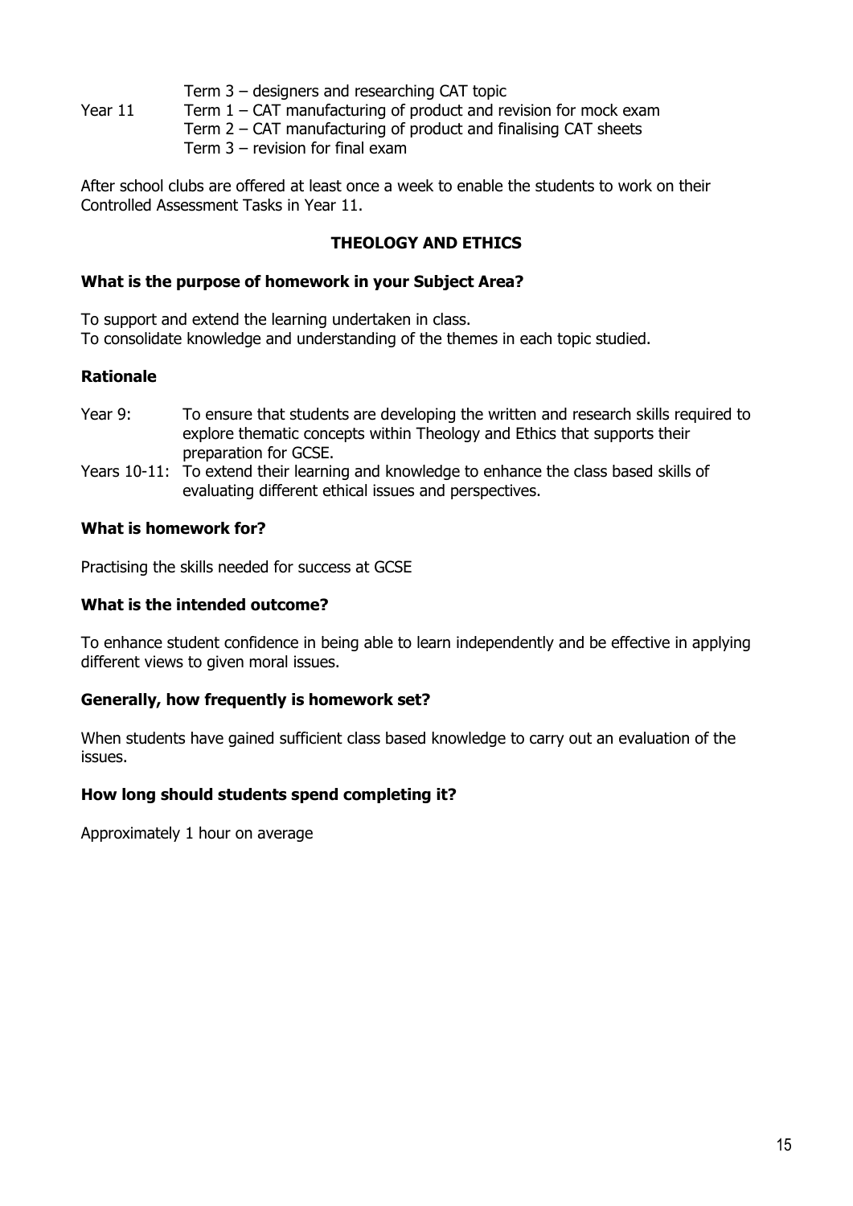|  |  |
| --- | --- |
|  | Term 3 – designers and researching CAT topic |
| Year 11 | Term 1 – CAT manufacturing of product and revision for mock exam |
|  | Term 2 – CAT manufacturing of product and finalising CAT sheets |
|  | Term 3 – revision for final exam |

After school clubs are offered at least once a week to enable the students to work on their Controlled Assessment Tasks in Year 11.

## THEOLOGY AND ETHICS

**What is the purpose of homework in your Subject Area?**

To support and extend the learning undertaken in class.
To consolidate knowledge and understanding of the themes in each topic studied.

**Rationale**

Year 9: To ensure that students are developing the written and research skills required to explore thematic concepts within Theology and Ethics that supports their preparation for GCSE.

Years 10-11: To extend their learning and knowledge to enhance the class based skills of evaluating different ethical issues and perspectives.

**What is homework for?**

Practising the skills needed for success at GCSE

**What is the intended outcome?**

To enhance student confidence in being able to learn independently and be effective in applying different views to given moral issues.

**Generally, how frequently is homework set?**

When students have gained sufficient class based knowledge to carry out an evaluation of the issues.

**How long should students spend completing it?**

Approximately 1 hour on average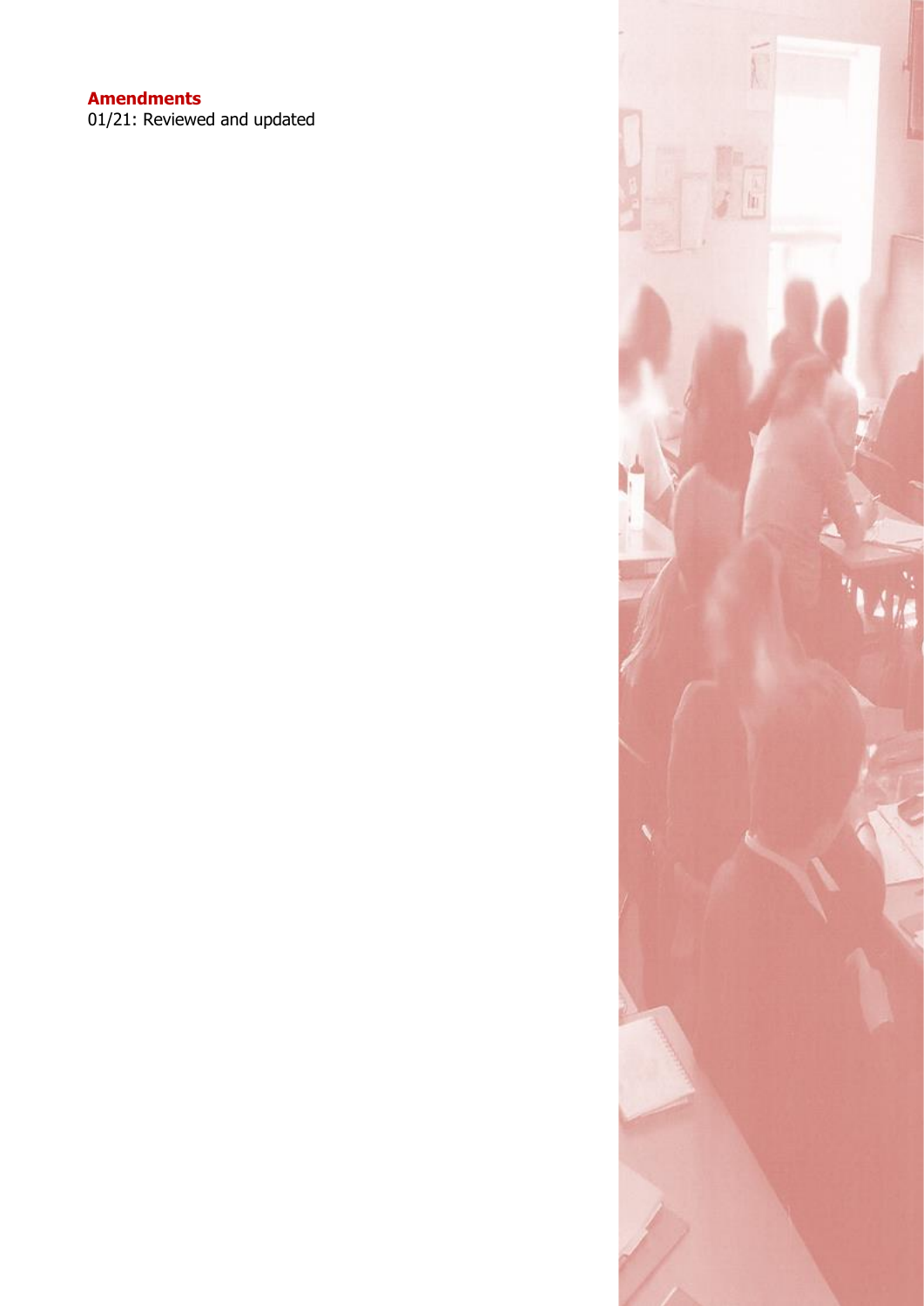**Amendments**

01/21: Reviewed and updated